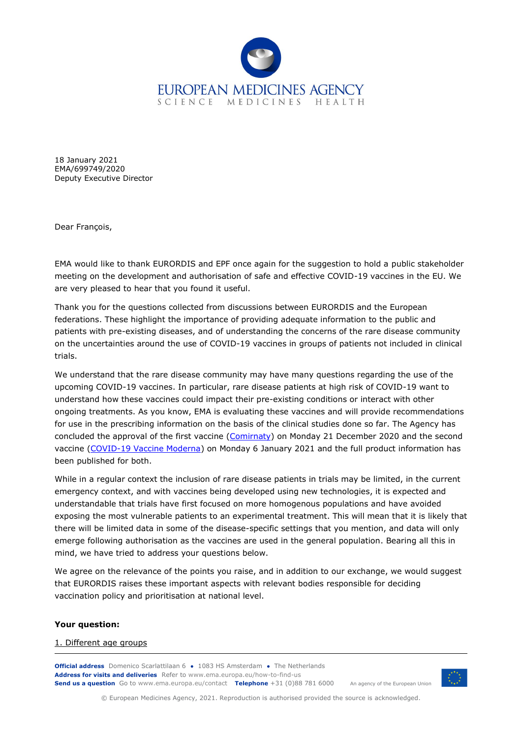EUROPEAN MEDICINES AGENCY
SCIENCE MEDICINES HEALTH

18 January 2021
EMA/699749/2020
Deputy Executive Director

Dear François,

EMA would like to thank EURORDIS and EPF once again for the suggestion to hold a public stakeholder meeting on the development and authorisation of safe and effective COVID-19 vaccines in the EU. We are very pleased to hear that you found it useful.

Thank you for the questions collected from discussions between EURORDIS and the European federations. These highlight the importance of providing adequate information to the public and patients with pre-existing diseases, and of understanding the concerns of the rare disease community on the uncertainties around the use of COVID-19 vaccines in groups of patients not included in clinical trials.

We understand that the rare disease community may have many questions regarding the use of the upcoming COVID-19 vaccines. In particular, rare disease patients at high risk of COVID-19 want to understand how these vaccines could impact their pre-existing conditions or interact with other ongoing treatments. As you know, EMA is evaluating these vaccines and will provide recommendations for use in the prescribing information on the basis of the clinical studies done so far. The Agency has concluded the approval of the first vaccine (Comirnaty) on Monday 21 December 2020 and the second vaccine (COVID-19 Vaccine Moderna) on Monday 6 January 2021 and the full product information has been published for both.

While in a regular context the inclusion of rare disease patients in trials may be limited, in the current emergency context, and with vaccines being developed using new technologies, it is expected and understandable that trials have first focused on more homogenous populations and have avoided exposing the most vulnerable patients to an experimental treatment. This will mean that it is likely that there will be limited data in some of the disease-specific settings that you mention, and data will only emerge following authorisation as the vaccines are used in the general population. Bearing all this in mind, we have tried to address your questions below.

We agree on the relevance of the points you raise, and in addition to our exchange, we would suggest that EURORDIS raises these important aspects with relevant bodies responsible for deciding vaccination policy and prioritisation at national level.

**Your question:**

1. Different age groups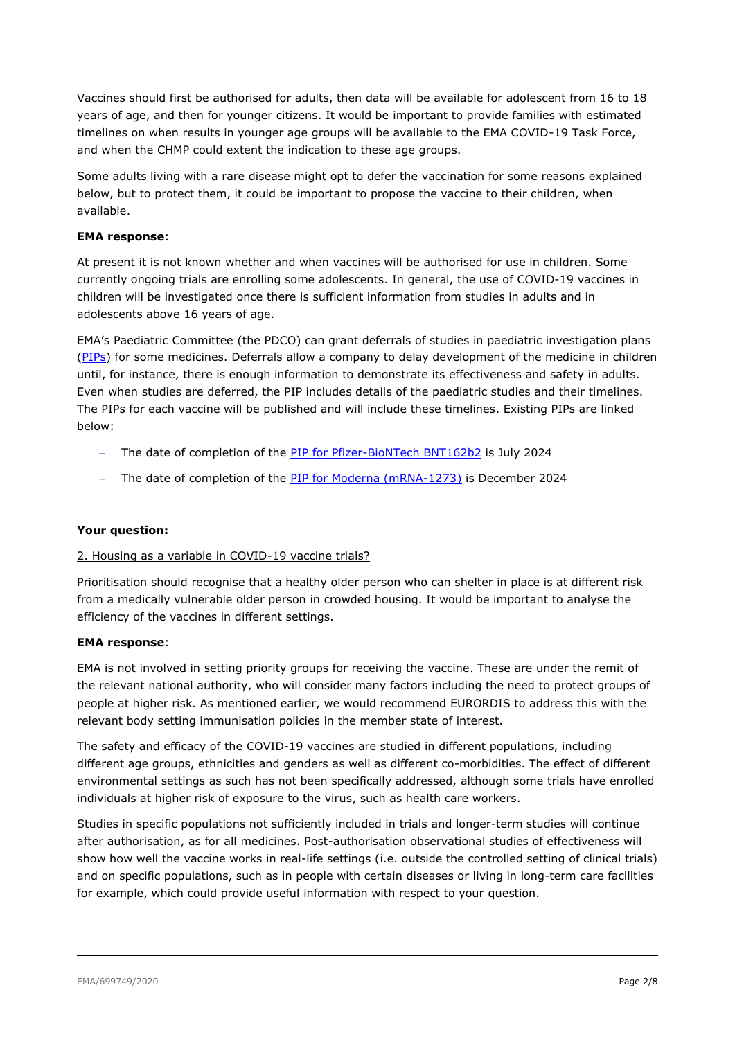Vaccines should first be authorised for adults, then data will be available for adolescent from 16 to 18 years of age, and then for younger citizens. It would be important to provide families with estimated timelines on when results in younger age groups will be available to the EMA COVID-19 Task Force, and when the CHMP could extent the indication to these age groups.

Some adults living with a rare disease might opt to defer the vaccination for some reasons explained below, but to protect them, it could be important to propose the vaccine to their children, when available.

**EMA response**:

At present it is not known whether and when vaccines will be authorised for use in children. Some currently ongoing trials are enrolling some adolescents. In general, the use of COVID-19 vaccines in children will be investigated once there is sufficient information from studies in adults and in adolescents above 16 years of age.

EMA's Paediatric Committee (the PDCO) can grant deferrals of studies in paediatric investigation plans (PIPs) for some medicines. Deferrals allow a company to delay development of the medicine in children until, for instance, there is enough information to demonstrate its effectiveness and safety in adults. Even when studies are deferred, the PIP includes details of the paediatric studies and their timelines. The PIPs for each vaccine will be published and will include these timelines. Existing PIPs are linked below:

- The date of completion of the PIP for Pfizer-BioNTech BNT162b2 is July 2024
- The date of completion of the PIP for Moderna (mRNA-1273) is December 2024

**Your question:**

2. Housing as a variable in COVID-19 vaccine trials?

Prioritisation should recognise that a healthy older person who can shelter in place is at different risk from a medically vulnerable older person in crowded housing. It would be important to analyse the efficiency of the vaccines in different settings.

**EMA response**:

EMA is not involved in setting priority groups for receiving the vaccine. These are under the remit of the relevant national authority, who will consider many factors including the need to protect groups of people at higher risk. As mentioned earlier, we would recommend EURORDIS to address this with the relevant body setting immunisation policies in the member state of interest.

The safety and efficacy of the COVID-19 vaccines are studied in different populations, including different age groups, ethnicities and genders as well as different co-morbidities. The effect of different environmental settings as such has not been specifically addressed, although some trials have enrolled individuals at higher risk of exposure to the virus, such as health care workers.

Studies in specific populations not sufficiently included in trials and longer-term studies will continue after authorisation, as for all medicines. Post-authorisation observational studies of effectiveness will show how well the vaccine works in real-life settings (i.e. outside the controlled setting of clinical trials) and on specific populations, such as in people with certain diseases or living in long-term care facilities for example, which could provide useful information with respect to your question.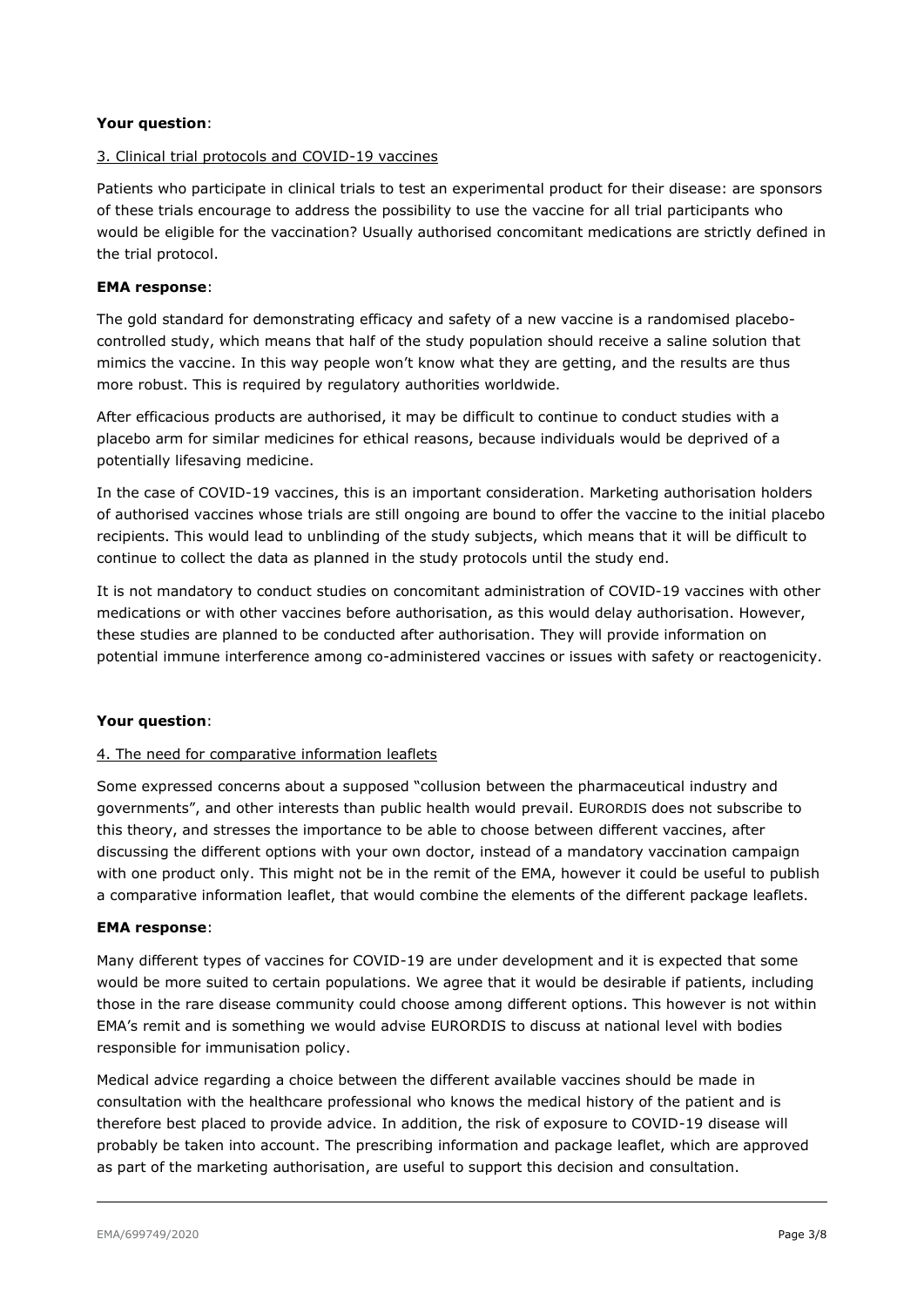**Your question**:

3. Clinical trial protocols and COVID-19 vaccines

Patients who participate in clinical trials to test an experimental product for their disease: are sponsors of these trials encourage to address the possibility to use the vaccine for all trial participants who would be eligible for the vaccination? Usually authorised concomitant medications are strictly defined in the trial protocol.

**EMA response**:

The gold standard for demonstrating efficacy and safety of a new vaccine is a randomised placebo-controlled study, which means that half of the study population should receive a saline solution that mimics the vaccine. In this way people won't know what they are getting, and the results are thus more robust. This is required by regulatory authorities worldwide.

After efficacious products are authorised, it may be difficult to continue to conduct studies with a placebo arm for similar medicines for ethical reasons, because individuals would be deprived of a potentially lifesaving medicine.

In the case of COVID-19 vaccines, this is an important consideration. Marketing authorisation holders of authorised vaccines whose trials are still ongoing are bound to offer the vaccine to the initial placebo recipients. This would lead to unblinding of the study subjects, which means that it will be difficult to continue to collect the data as planned in the study protocols until the study end.

It is not mandatory to conduct studies on concomitant administration of COVID-19 vaccines with other medications or with other vaccines before authorisation, as this would delay authorisation. However, these studies are planned to be conducted after authorisation. They will provide information on potential immune interference among co-administered vaccines or issues with safety or reactogenicity.

**Your question**:

4. The need for comparative information leaflets

Some expressed concerns about a supposed "collusion between the pharmaceutical industry and governments", and other interests than public health would prevail. EURORDIS does not subscribe to this theory, and stresses the importance to be able to choose between different vaccines, after discussing the different options with your own doctor, instead of a mandatory vaccination campaign with one product only. This might not be in the remit of the EMA, however it could be useful to publish a comparative information leaflet, that would combine the elements of the different package leaflets.

**EMA response**:

Many different types of vaccines for COVID-19 are under development and it is expected that some would be more suited to certain populations. We agree that it would be desirable if patients, including those in the rare disease community could choose among different options. This however is not within EMA's remit and is something we would advise EURORDIS to discuss at national level with bodies responsible for immunisation policy.

Medical advice regarding a choice between the different available vaccines should be made in consultation with the healthcare professional who knows the medical history of the patient and is therefore best placed to provide advice. In addition, the risk of exposure to COVID-19 disease will probably be taken into account. The prescribing information and package leaflet, which are approved as part of the marketing authorisation, are useful to support this decision and consultation.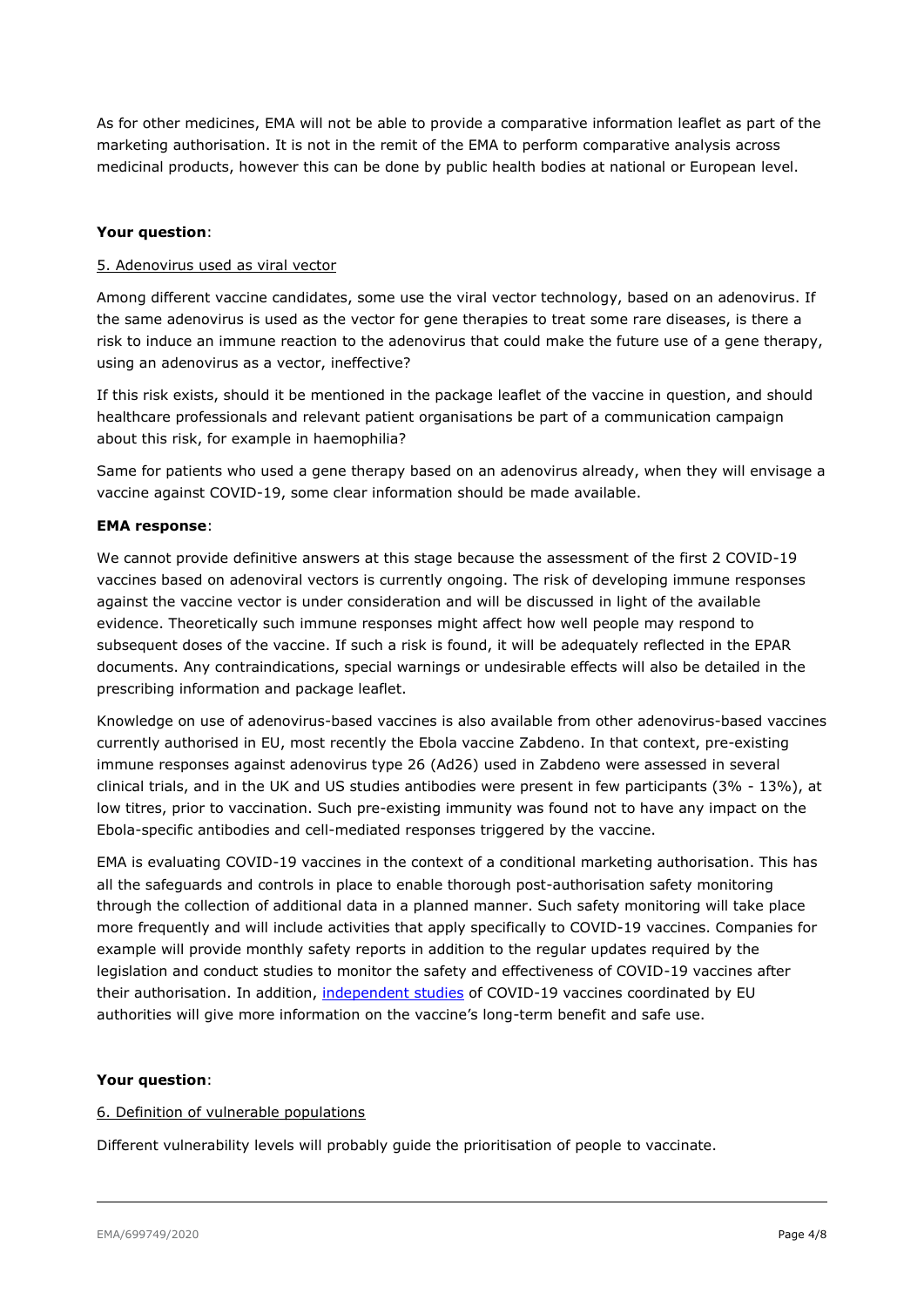As for other medicines, EMA will not be able to provide a comparative information leaflet as part of the marketing authorisation. It is not in the remit of the EMA to perform comparative analysis across medicinal products, however this can be done by public health bodies at national or European level.

**Your question**:

5. Adenovirus used as viral vector

Among different vaccine candidates, some use the viral vector technology, based on an adenovirus. If the same adenovirus is used as the vector for gene therapies to treat some rare diseases, is there a risk to induce an immune reaction to the adenovirus that could make the future use of a gene therapy, using an adenovirus as a vector, ineffective?

If this risk exists, should it be mentioned in the package leaflet of the vaccine in question, and should healthcare professionals and relevant patient organisations be part of a communication campaign about this risk, for example in haemophilia?

Same for patients who used a gene therapy based on an adenovirus already, when they will envisage a vaccine against COVID-19, some clear information should be made available.

**EMA response**:

We cannot provide definitive answers at this stage because the assessment of the first 2 COVID-19 vaccines based on adenoviral vectors is currently ongoing. The risk of developing immune responses against the vaccine vector is under consideration and will be discussed in light of the available evidence. Theoretically such immune responses might affect how well people may respond to subsequent doses of the vaccine. If such a risk is found, it will be adequately reflected in the EPAR documents. Any contraindications, special warnings or undesirable effects will also be detailed in the prescribing information and package leaflet.

Knowledge on use of adenovirus-based vaccines is also available from other adenovirus-based vaccines currently authorised in EU, most recently the Ebola vaccine Zabdeno. In that context, pre-existing immune responses against adenovirus type 26 (Ad26) used in Zabdeno were assessed in several clinical trials, and in the UK and US studies antibodies were present in few participants (3% - 13%), at low titres, prior to vaccination. Such pre-existing immunity was found not to have any impact on the Ebola-specific antibodies and cell-mediated responses triggered by the vaccine.

EMA is evaluating COVID-19 vaccines in the context of a conditional marketing authorisation. This has all the safeguards and controls in place to enable thorough post-authorisation safety monitoring through the collection of additional data in a planned manner. Such safety monitoring will take place more frequently and will include activities that apply specifically to COVID-19 vaccines. Companies for example will provide monthly safety reports in addition to the regular updates required by the legislation and conduct studies to monitor the safety and effectiveness of COVID-19 vaccines after their authorisation. In addition, independent studies of COVID-19 vaccines coordinated by EU authorities will give more information on the vaccine's long-term benefit and safe use.

**Your question**:

6. Definition of vulnerable populations

Different vulnerability levels will probably guide the prioritisation of people to vaccinate.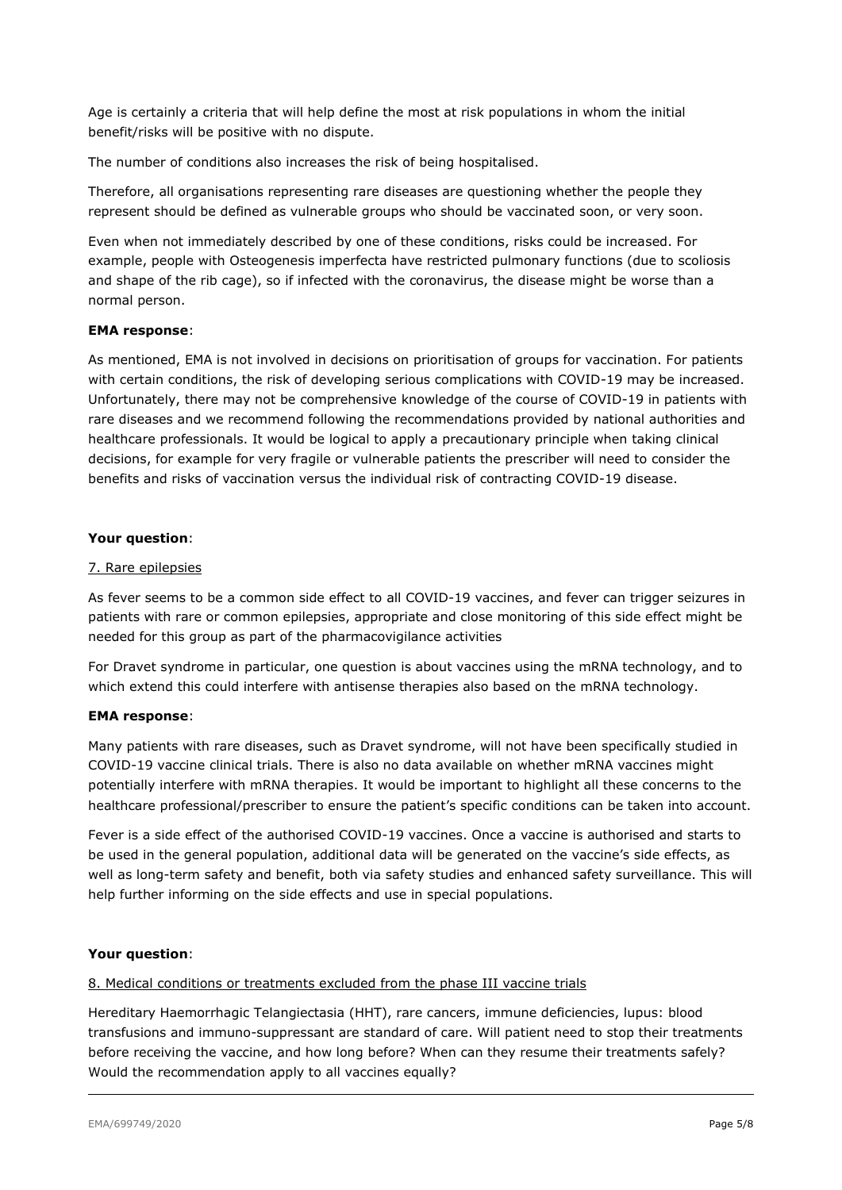Age is certainly a criteria that will help define the most at risk populations in whom the initial benefit/risks will be positive with no dispute.

The number of conditions also increases the risk of being hospitalised.

Therefore, all organisations representing rare diseases are questioning whether the people they represent should be defined as vulnerable groups who should be vaccinated soon, or very soon.

Even when not immediately described by one of these conditions, risks could be increased. For example, people with Osteogenesis imperfecta have restricted pulmonary functions (due to scoliosis and shape of the rib cage), so if infected with the coronavirus, the disease might be worse than a normal person.

**EMA response**:

As mentioned, EMA is not involved in decisions on prioritisation of groups for vaccination. For patients with certain conditions, the risk of developing serious complications with COVID-19 may be increased. Unfortunately, there may not be comprehensive knowledge of the course of COVID-19 in patients with rare diseases and we recommend following the recommendations provided by national authorities and healthcare professionals. It would be logical to apply a precautionary principle when taking clinical decisions, for example for very fragile or vulnerable patients the prescriber will need to consider the benefits and risks of vaccination versus the individual risk of contracting COVID-19 disease.

**Your question**:

7. Rare epilepsies

As fever seems to be a common side effect to all COVID-19 vaccines, and fever can trigger seizures in patients with rare or common epilepsies, appropriate and close monitoring of this side effect might be needed for this group as part of the pharmacovigilance activities

For Dravet syndrome in particular, one question is about vaccines using the mRNA technology, and to which extend this could interfere with antisense therapies also based on the mRNA technology.

**EMA response**:

Many patients with rare diseases, such as Dravet syndrome, will not have been specifically studied in COVID-19 vaccine clinical trials. There is also no data available on whether mRNA vaccines might potentially interfere with mRNA therapies. It would be important to highlight all these concerns to the healthcare professional/prescriber to ensure the patient's specific conditions can be taken into account.

Fever is a side effect of the authorised COVID-19 vaccines. Once a vaccine is authorised and starts to be used in the general population, additional data will be generated on the vaccine's side effects, as well as long-term safety and benefit, both via safety studies and enhanced safety surveillance. This will help further informing on the side effects and use in special populations.

**Your question**:

8. Medical conditions or treatments excluded from the phase III vaccine trials

Hereditary Haemorrhagic Telangiectasia (HHT), rare cancers, immune deficiencies, lupus: blood transfusions and immuno-suppressant are standard of care. Will patient need to stop their treatments before receiving the vaccine, and how long before? When can they resume their treatments safely? Would the recommendation apply to all vaccines equally?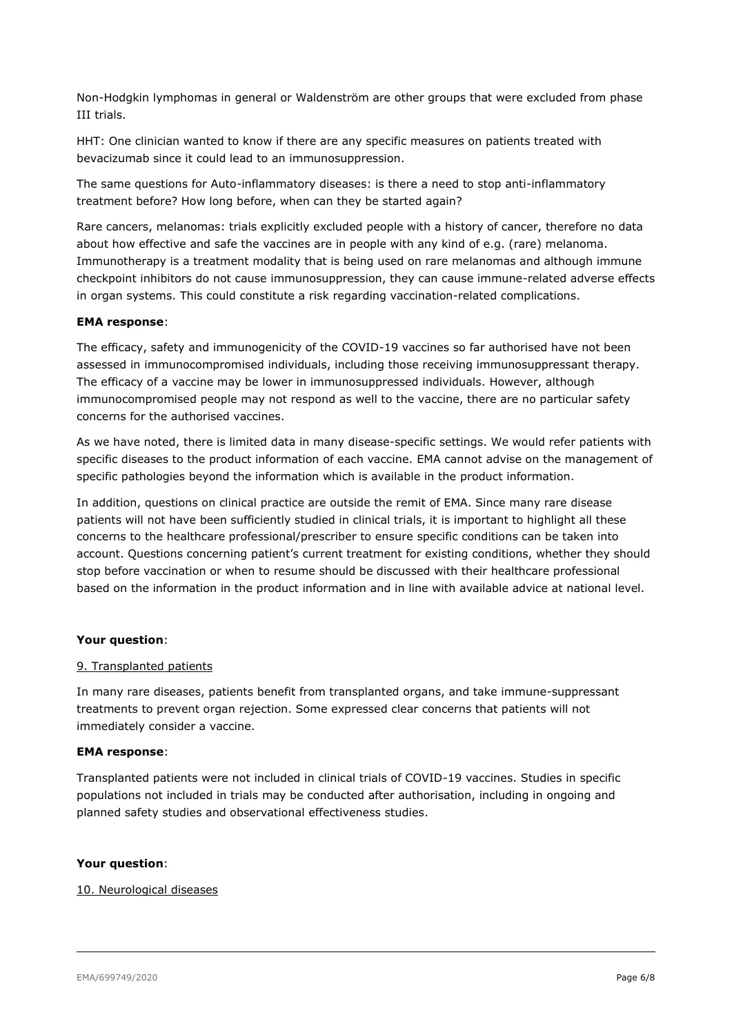Non-Hodgkin lymphomas in general or Waldenström are other groups that were excluded from phase III trials.

HHT: One clinician wanted to know if there are any specific measures on patients treated with bevacizumab since it could lead to an immunosuppression.

The same questions for Auto-inflammatory diseases: is there a need to stop anti-inflammatory treatment before? How long before, when can they be started again?

Rare cancers, melanomas: trials explicitly excluded people with a history of cancer, therefore no data about how effective and safe the vaccines are in people with any kind of e.g. (rare) melanoma. Immunotherapy is a treatment modality that is being used on rare melanomas and although immune checkpoint inhibitors do not cause immunosuppression, they can cause immune-related adverse effects in organ systems. This could constitute a risk regarding vaccination-related complications.

**EMA response**:

The efficacy, safety and immunogenicity of the COVID-19 vaccines so far authorised have not been assessed in immunocompromised individuals, including those receiving immunosuppressant therapy. The efficacy of a vaccine may be lower in immunosuppressed individuals. However, although immunocompromised people may not respond as well to the vaccine, there are no particular safety concerns for the authorised vaccines.

As we have noted, there is limited data in many disease-specific settings. We would refer patients with specific diseases to the product information of each vaccine. EMA cannot advise on the management of specific pathologies beyond the information which is available in the product information.

In addition, questions on clinical practice are outside the remit of EMA. Since many rare disease patients will not have been sufficiently studied in clinical trials, it is important to highlight all these concerns to the healthcare professional/prescriber to ensure specific conditions can be taken into account. Questions concerning patient's current treatment for existing conditions, whether they should stop before vaccination or when to resume should be discussed with their healthcare professional based on the information in the product information and in line with available advice at national level.

**Your question**:

9. Transplanted patients

In many rare diseases, patients benefit from transplanted organs, and take immune-suppressant treatments to prevent organ rejection. Some expressed clear concerns that patients will not immediately consider a vaccine.

**EMA response**:

Transplanted patients were not included in clinical trials of COVID-19 vaccines. Studies in specific populations not included in trials may be conducted after authorisation, including in ongoing and planned safety studies and observational effectiveness studies.

**Your question**:

10. Neurological diseases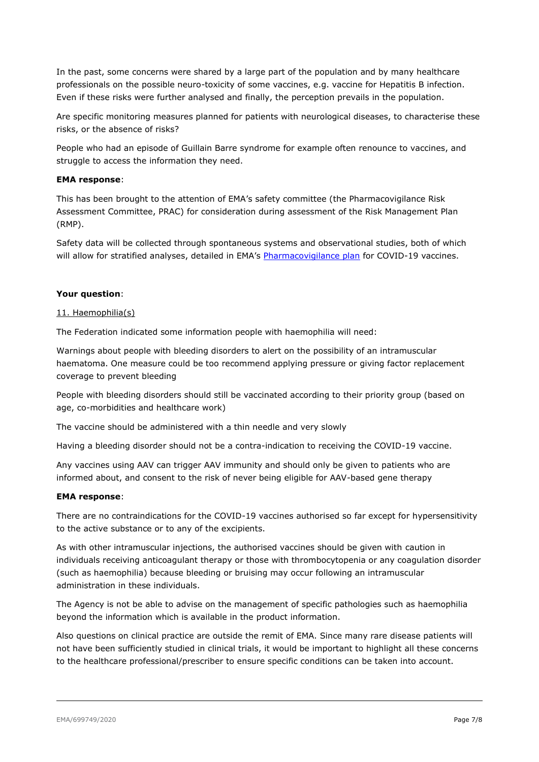In the past, some concerns were shared by a large part of the population and by many healthcare professionals on the possible neuro-toxicity of some vaccines, e.g. vaccine for Hepatitis B infection. Even if these risks were further analysed and finally, the perception prevails in the population.

Are specific monitoring measures planned for patients with neurological diseases, to characterise these risks, or the absence of risks?

People who had an episode of Guillain Barre syndrome for example often renounce to vaccines, and struggle to access the information they need.

**EMA response**:

This has been brought to the attention of EMA's safety committee (the Pharmacovigilance Risk Assessment Committee, PRAC) for consideration during assessment of the Risk Management Plan (RMP).

Safety data will be collected through spontaneous systems and observational studies, both of which will allow for stratified analyses, detailed in EMA's [Pharmacovigilance plan](#) for COVID-19 vaccines.

**Your question**:

11. Haemophilia(s)

The Federation indicated some information people with haemophilia will need:

Warnings about people with bleeding disorders to alert on the possibility of an intramuscular haematoma. One measure could be too recommend applying pressure or giving factor replacement coverage to prevent bleeding

People with bleeding disorders should still be vaccinated according to their priority group (based on age, co-morbidities and healthcare work)

The vaccine should be administered with a thin needle and very slowly

Having a bleeding disorder should not be a contra-indication to receiving the COVID-19 vaccine.

Any vaccines using AAV can trigger AAV immunity and should only be given to patients who are informed about, and consent to the risk of never being eligible for AAV-based gene therapy

**EMA response**:

There are no contraindications for the COVID-19 vaccines authorised so far except for hypersensitivity to the active substance or to any of the excipients.

As with other intramuscular injections, the authorised vaccines should be given with caution in individuals receiving anticoagulant therapy or those with thrombocytopenia or any coagulation disorder (such as haemophilia) because bleeding or bruising may occur following an intramuscular administration in these individuals.

The Agency is not be able to advise on the management of specific pathologies such as haemophilia beyond the information which is available in the product information.

Also questions on clinical practice are outside the remit of EMA. Since many rare disease patients will not have been sufficiently studied in clinical trials, it would be important to highlight all these concerns to the healthcare professional/prescriber to ensure specific conditions can be taken into account.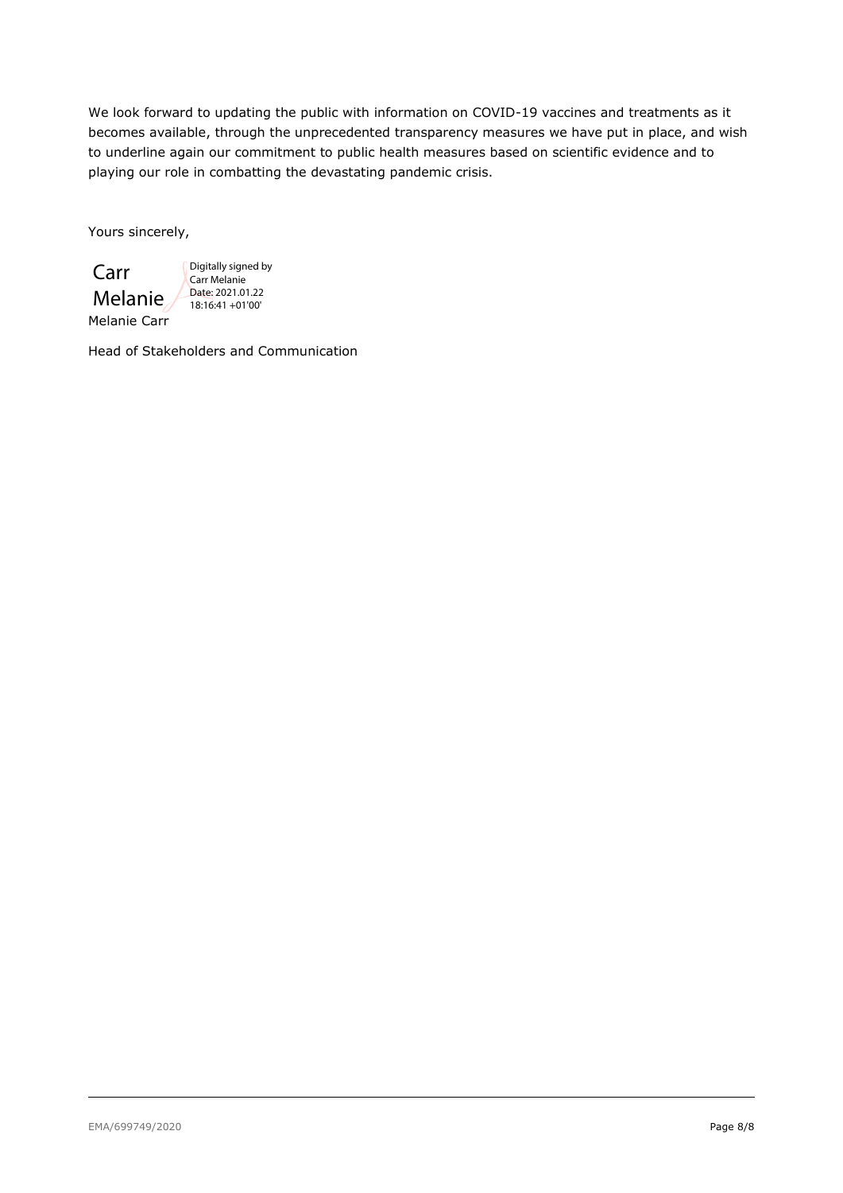We look forward to updating the public with information on COVID-19 vaccines and treatments as it becomes available, through the unprecedented transparency measures we have put in place, and wish to underline again our commitment to public health measures based on scientific evidence and to playing our role in combatting the devastating pandemic crisis.

Yours sincerely,

Carr Melanie

Digitally signed by Carr Melanie
Date: 2021.01.22 18:16:41 +01'00'

Melanie Carr

Head of Stakeholders and Communication